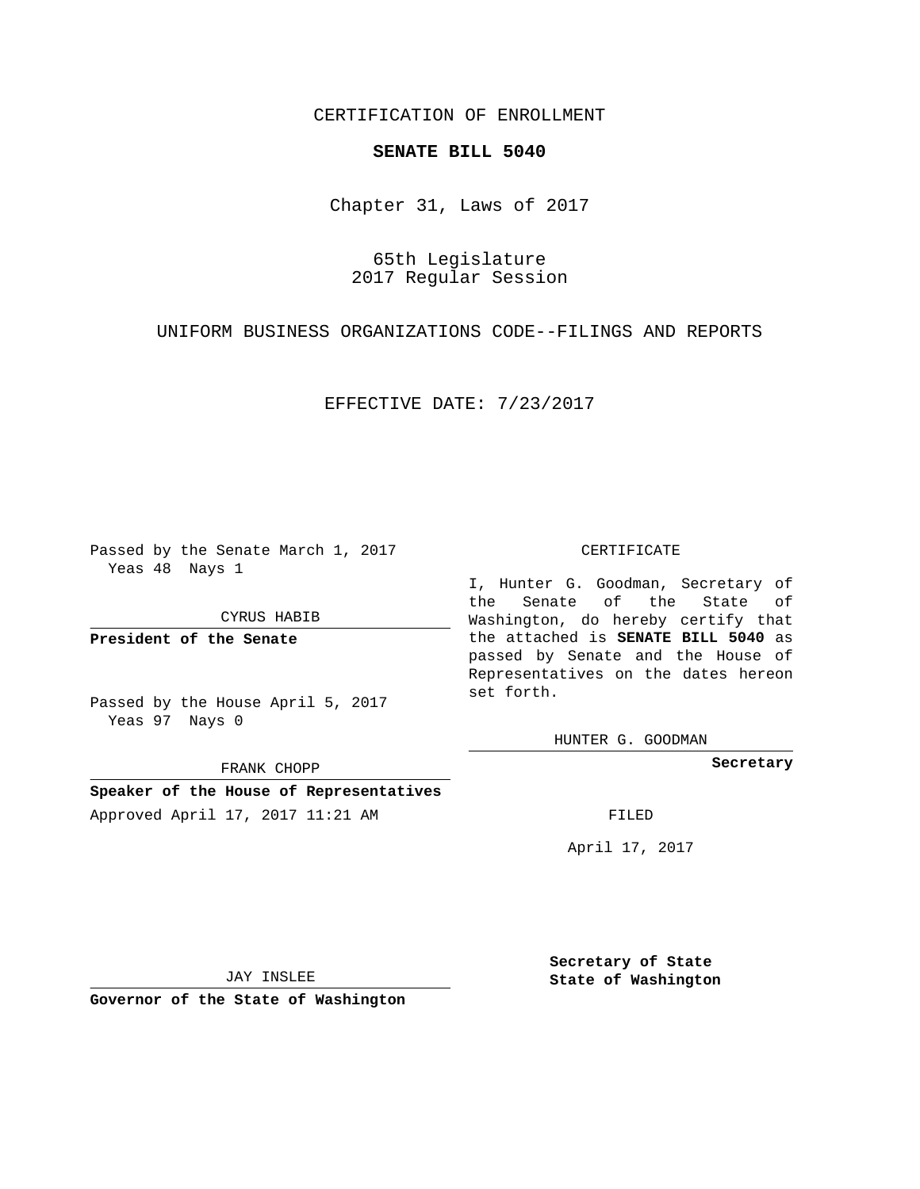CERTIFICATION OF ENROLLMENT

**SENATE BILL 5040**

Chapter 31, Laws of 2017

65th Legislature
2017 Regular Session

UNIFORM BUSINESS ORGANIZATIONS CODE--FILINGS AND REPORTS

EFFECTIVE DATE: 7/23/2017

Passed by the Senate March 1, 2017
Yeas 48 Nays 1

CYRUS HABIB

**President of the Senate**

Passed by the House April 5, 2017
Yeas 97 Nays 0

FRANK CHOPP

**Speaker of the House of Representatives**

Approved April 17, 2017 11:21 AM

JAY INSLEE

**Governor of the State of Washington**

CERTIFICATE

I, Hunter G. Goodman, Secretary of the Senate of the State of Washington, do hereby certify that the attached is **SENATE BILL 5040** as passed by Senate and the House of Representatives on the dates hereon set forth.

HUNTER G. GOODMAN

**Secretary**

FILED

April 17, 2017

**Secretary of State**
**State of Washington**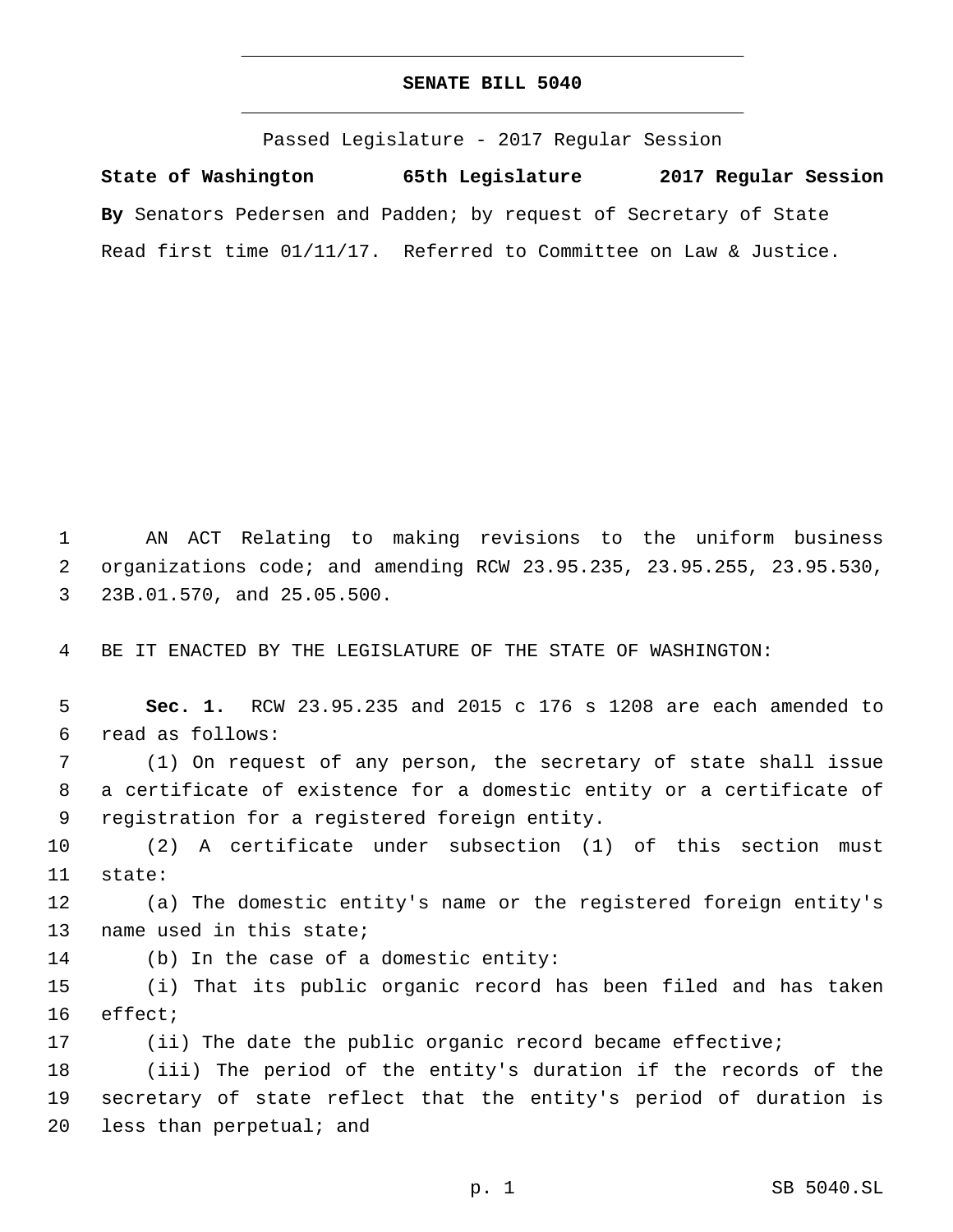# SENATE BILL 5040

Passed Legislature - 2017 Regular Session

**State of Washington 65th Legislature 2017 Regular Session**

**By** Senators Pedersen and Padden; by request of Secretary of State

Read first time 01/11/17. Referred to Committee on Law & Justice.

AN ACT Relating to making revisions to the uniform business organizations code; and amending RCW 23.95.235, 23.95.255, 23.95.530, 23B.01.570, and 25.05.500.

BE IT ENACTED BY THE LEGISLATURE OF THE STATE OF WASHINGTON:

**Sec. 1.** RCW 23.95.235 and 2015 c 176 s 1208 are each amended to read as follows:

(1) On request of any person, the secretary of state shall issue a certificate of existence for a domestic entity or a certificate of registration for a registered foreign entity.

(2) A certificate under subsection (1) of this section must state:

(a) The domestic entity's name or the registered foreign entity's name used in this state;

(b) In the case of a domestic entity:

(i) That its public organic record has been filed and has taken effect;

(ii) The date the public organic record became effective;

(iii) The period of the entity's duration if the records of the secretary of state reflect that the entity's period of duration is less than perpetual; and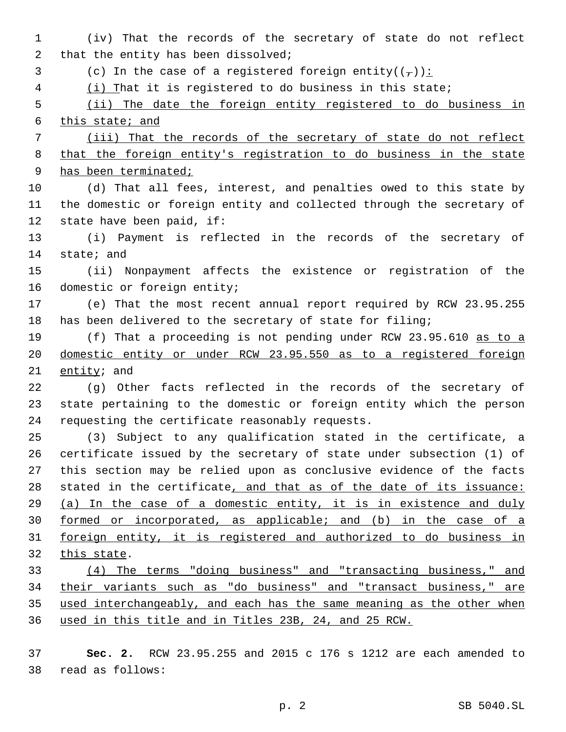(iv) That the records of the secretary of state do not reflect that the entity has been dissolved;

(c) In the case of a registered foreign entity((,)):

(i) That it is registered to do business in this state;

(ii) The date the foreign entity registered to do business in this state; and

(iii) That the records of the secretary of state do not reflect that the foreign entity's registration to do business in the state has been terminated;

(d) That all fees, interest, and penalties owed to this state by the domestic or foreign entity and collected through the secretary of state have been paid, if:

(i) Payment is reflected in the records of the secretary of state; and

(ii) Nonpayment affects the existence or registration of the domestic or foreign entity;

(e) That the most recent annual report required by RCW 23.95.255 has been delivered to the secretary of state for filing;

(f) That a proceeding is not pending under RCW 23.95.610 as to a domestic entity or under RCW 23.95.550 as to a registered foreign entity; and

(g) Other facts reflected in the records of the secretary of state pertaining to the domestic or foreign entity which the person requesting the certificate reasonably requests.

(3) Subject to any qualification stated in the certificate, a certificate issued by the secretary of state under subsection (1) of this section may be relied upon as conclusive evidence of the facts stated in the certificate, and that as of the date of its issuance: (a) In the case of a domestic entity, it is in existence and duly formed or incorporated, as applicable; and (b) in the case of a foreign entity, it is registered and authorized to do business in this state.

(4) The terms "doing business" and "transacting business," and their variants such as "do business" and "transact business," are used interchangeably, and each has the same meaning as the other when used in this title and in Titles 23B, 24, and 25 RCW.

**Sec. 2.** RCW 23.95.255 and 2015 c 176 s 1212 are each amended to read as follows: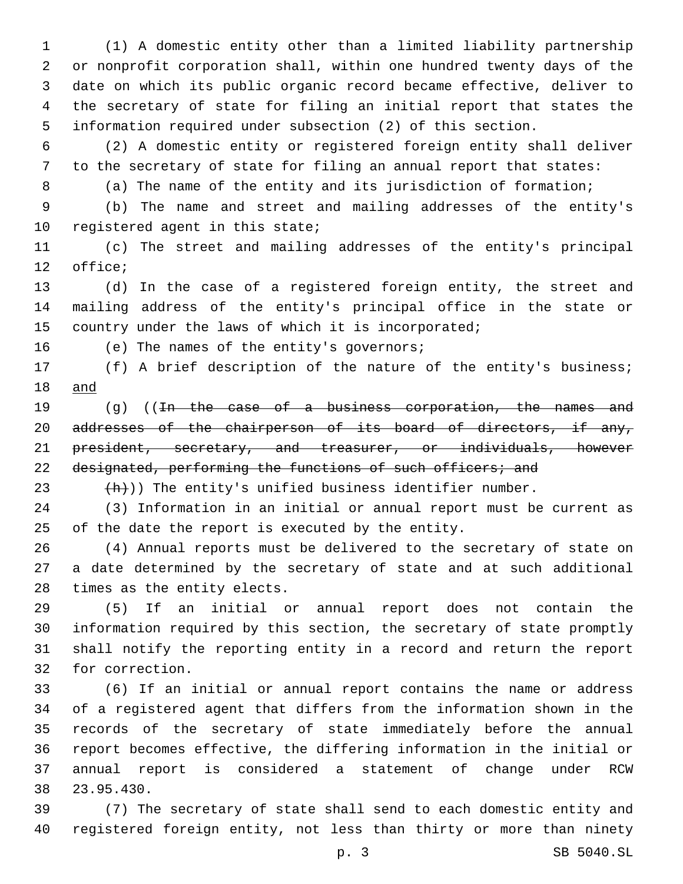(1) A domestic entity other than a limited liability partnership or nonprofit corporation shall, within one hundred twenty days of the date on which its public organic record became effective, deliver to the secretary of state for filing an initial report that states the information required under subsection (2) of this section.

(2) A domestic entity or registered foreign entity shall deliver to the secretary of state for filing an annual report that states:

(a) The name of the entity and its jurisdiction of formation;

(b) The name and street and mailing addresses of the entity's registered agent in this state;

(c) The street and mailing addresses of the entity's principal office;

(d) In the case of a registered foreign entity, the street and mailing address of the entity's principal office in the state or country under the laws of which it is incorporated;

(e) The names of the entity's governors;

(f) A brief description of the nature of the entity's business; <u>and</u>

(g) ((~~In the case of a business corporation, the names and addresses of the chairperson of its board of directors, if any, president, secretary, and treasurer, or individuals, however designated, performing the functions of such officers; and~~

~~(h)~~)) The entity's unified business identifier number.

(3) Information in an initial or annual report must be current as of the date the report is executed by the entity.

(4) Annual reports must be delivered to the secretary of state on a date determined by the secretary of state and at such additional times as the entity elects.

(5) If an initial or annual report does not contain the information required by this section, the secretary of state promptly shall notify the reporting entity in a record and return the report for correction.

(6) If an initial or annual report contains the name or address of a registered agent that differs from the information shown in the records of the secretary of state immediately before the annual report becomes effective, the differing information in the initial or annual report is considered a statement of change under RCW 23.95.430.

(7) The secretary of state shall send to each domestic entity and registered foreign entity, not less than thirty or more than ninety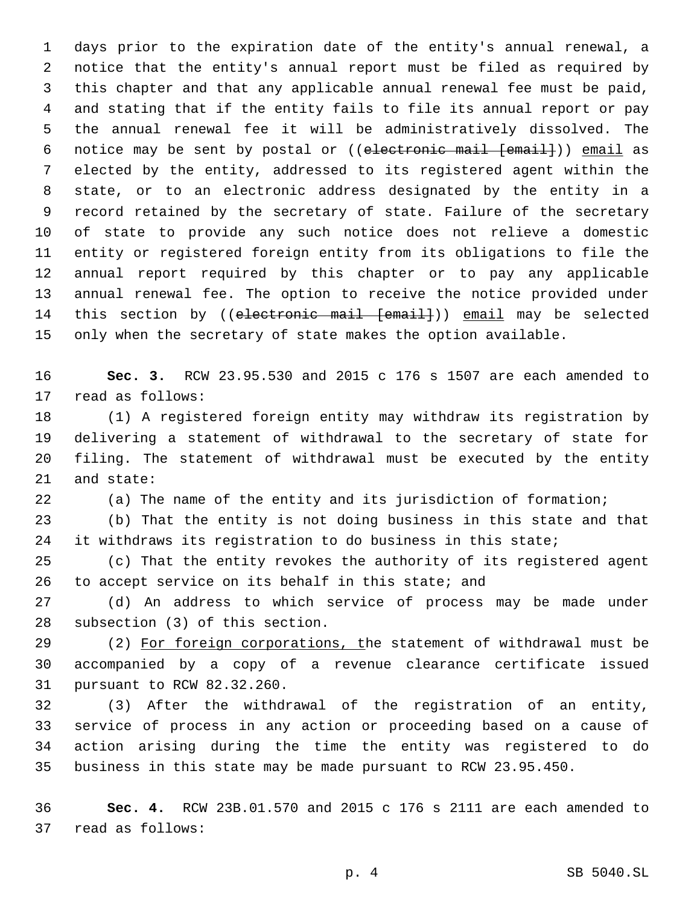days prior to the expiration date of the entity's annual renewal, a notice that the entity's annual report must be filed as required by this chapter and that any applicable annual renewal fee must be paid, and stating that if the entity fails to file its annual report or pay the annual renewal fee it will be administratively dissolved. The notice may be sent by postal or ((~~electronic mail [email]~~)) <u>email</u> as elected by the entity, addressed to its registered agent within the state, or to an electronic address designated by the entity in a record retained by the secretary of state. Failure of the secretary of state to provide any such notice does not relieve a domestic entity or registered foreign entity from its obligations to file the annual report required by this chapter or to pay any applicable annual renewal fee. The option to receive the notice provided under this section by ((~~electronic mail [email]~~)) <u>email</u> may be selected only when the secretary of state makes the option available.

**Sec. 3.** RCW 23.95.530 and 2015 c 176 s 1507 are each amended to read as follows:

(1) A registered foreign entity may withdraw its registration by delivering a statement of withdrawal to the secretary of state for filing. The statement of withdrawal must be executed by the entity and state:

(a) The name of the entity and its jurisdiction of formation;

(b) That the entity is not doing business in this state and that it withdraws its registration to do business in this state;

(c) That the entity revokes the authority of its registered agent to accept service on its behalf in this state; and

(d) An address to which service of process may be made under subsection (3) of this section.

(2) <u>For foreign corporations, t</u>he statement of withdrawal must be accompanied by a copy of a revenue clearance certificate issued pursuant to RCW 82.32.260.

(3) After the withdrawal of the registration of an entity, service of process in any action or proceeding based on a cause of action arising during the time the entity was registered to do business in this state may be made pursuant to RCW 23.95.450.

**Sec. 4.** RCW 23B.01.570 and 2015 c 176 s 2111 are each amended to read as follows: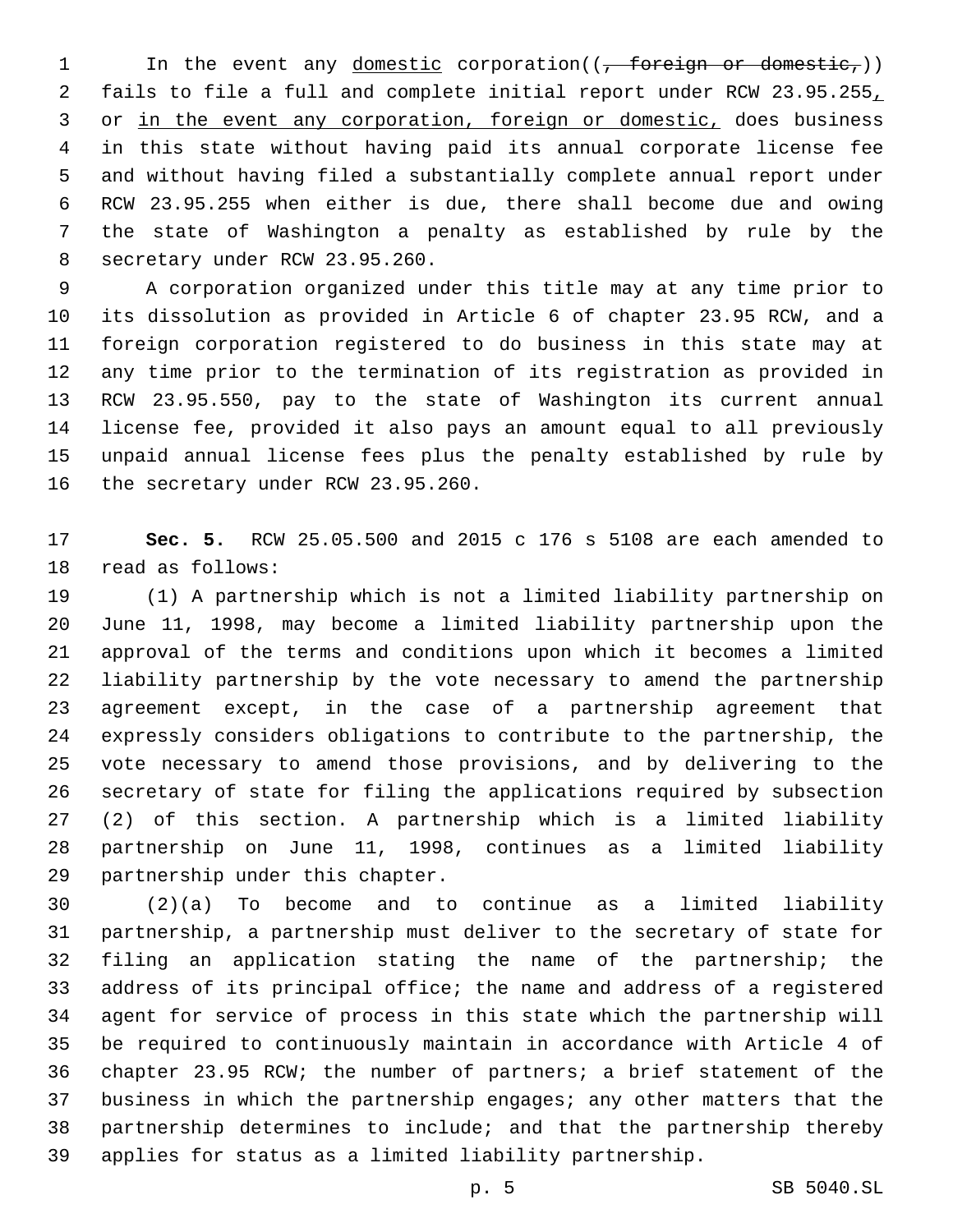In the event any domestic corporation((, foreign or domestic,)) fails to file a full and complete initial report under RCW 23.95.255, or in the event any corporation, foreign or domestic, does business in this state without having paid its annual corporate license fee and without having filed a substantially complete annual report under RCW 23.95.255 when either is due, there shall become due and owing the state of Washington a penalty as established by rule by the secretary under RCW 23.95.260.

A corporation organized under this title may at any time prior to its dissolution as provided in Article 6 of chapter 23.95 RCW, and a foreign corporation registered to do business in this state may at any time prior to the termination of its registration as provided in RCW 23.95.550, pay to the state of Washington its current annual license fee, provided it also pays an amount equal to all previously unpaid annual license fees plus the penalty established by rule by the secretary under RCW 23.95.260.

**Sec. 5.** RCW 25.05.500 and 2015 c 176 s 5108 are each amended to read as follows:

(1) A partnership which is not a limited liability partnership on June 11, 1998, may become a limited liability partnership upon the approval of the terms and conditions upon which it becomes a limited liability partnership by the vote necessary to amend the partnership agreement except, in the case of a partnership agreement that expressly considers obligations to contribute to the partnership, the vote necessary to amend those provisions, and by delivering to the secretary of state for filing the applications required by subsection (2) of this section. A partnership which is a limited liability partnership on June 11, 1998, continues as a limited liability partnership under this chapter.

(2)(a) To become and to continue as a limited liability partnership, a partnership must deliver to the secretary of state for filing an application stating the name of the partnership; the address of its principal office; the name and address of a registered agent for service of process in this state which the partnership will be required to continuously maintain in accordance with Article 4 of chapter 23.95 RCW; the number of partners; a brief statement of the business in which the partnership engages; any other matters that the partnership determines to include; and that the partnership thereby applies for status as a limited liability partnership.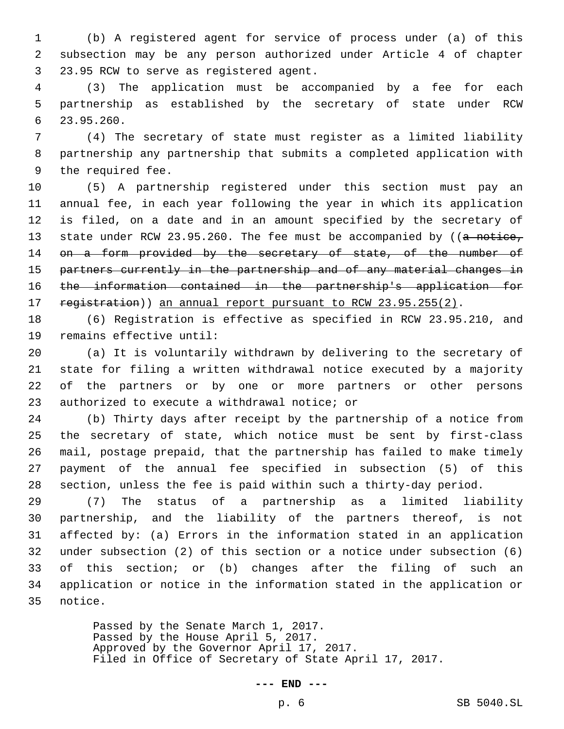(b) A registered agent for service of process under (a) of this subsection may be any person authorized under Article 4 of chapter 23.95 RCW to serve as registered agent.

(3) The application must be accompanied by a fee for each partnership as established by the secretary of state under RCW 23.95.260.

(4) The secretary of state must register as a limited liability partnership any partnership that submits a completed application with the required fee.

(5) A partnership registered under this section must pay an annual fee, in each year following the year in which its application is filed, on a date and in an amount specified by the secretary of state under RCW 23.95.260. The fee must be accompanied by ((~~a notice, on a form provided by the secretary of state, of the number of partners currently in the partnership and of any material changes in the information contained in the partnership's application for registration~~)) <u>an annual report pursuant to RCW 23.95.255(2)</u>.

(6) Registration is effective as specified in RCW 23.95.210, and remains effective until:

(a) It is voluntarily withdrawn by delivering to the secretary of state for filing a written withdrawal notice executed by a majority of the partners or by one or more partners or other persons authorized to execute a withdrawal notice; or

(b) Thirty days after receipt by the partnership of a notice from the secretary of state, which notice must be sent by first-class mail, postage prepaid, that the partnership has failed to make timely payment of the annual fee specified in subsection (5) of this section, unless the fee is paid within such a thirty-day period.

(7) The status of a partnership as a limited liability partnership, and the liability of the partners thereof, is not affected by: (a) Errors in the information stated in an application under subsection (2) of this section or a notice under subsection (6) of this section; or (b) changes after the filing of such an application or notice in the information stated in the application or notice.

Passed by the Senate March 1, 2017.
Passed by the House April 5, 2017.
Approved by the Governor April 17, 2017.
Filed in Office of Secretary of State April 17, 2017.

**--- END ---**